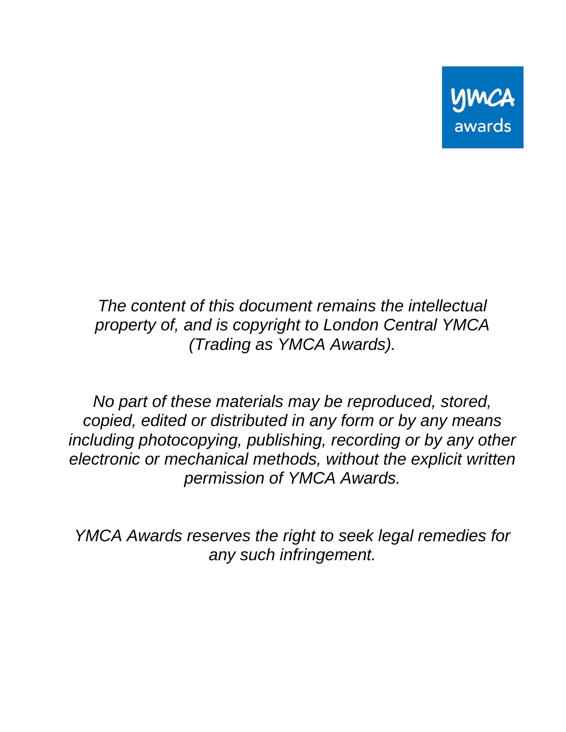YMCA awards

*The content of this document remains the intellectual property of, and is copyright to London Central YMCA (Trading as YMCA Awards).*

*No part of these materials may be reproduced, stored, copied, edited or distributed in any form or by any means including photocopying, publishing, recording or by any other electronic or mechanical methods, without the explicit written permission of YMCA Awards.*

*YMCA Awards reserves the right to seek legal remedies for any such infringement.*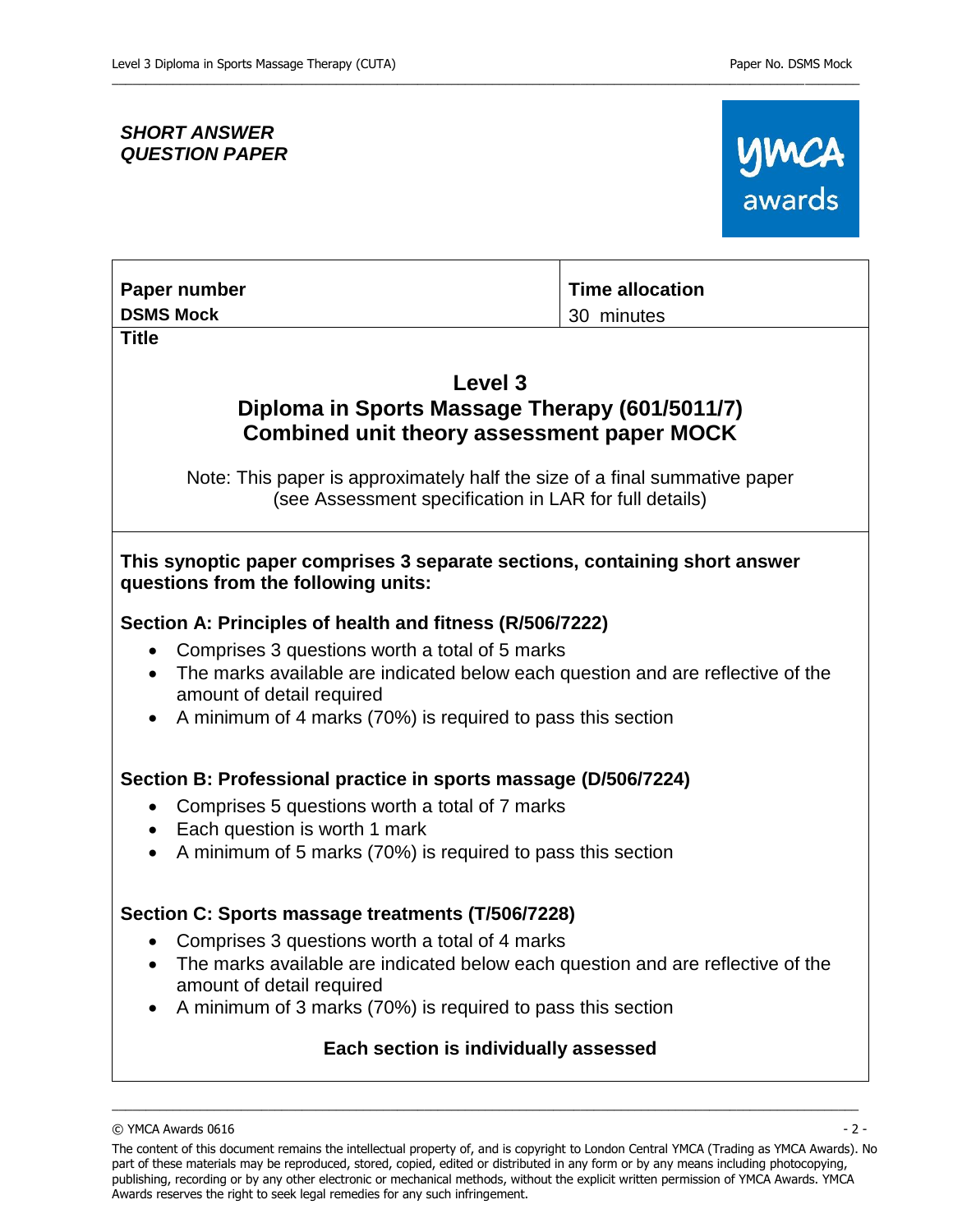***SHORT ANSWER QUESTION PAPER***

| **Paper number** | **Time allocation** |
| --- | --- |
| **DSMS Mock** | 30 minutes |

**Title**

## Level 3
## Diploma in Sports Massage Therapy (601/5011/7)
## Combined unit theory assessment paper MOCK

Note: This paper is approximately half the size of a final summative paper (see Assessment specification in LAR for full details)

**This synoptic paper comprises 3 separate sections, containing short answer questions from the following units:**

**Section A: Principles of health and fitness (R/506/7222)**

- Comprises 3 questions worth a total of 5 marks
- The marks available are indicated below each question and are reflective of the amount of detail required
- A minimum of 4 marks (70%) is required to pass this section

**Section B: Professional practice in sports massage (D/506/7224)**

- Comprises 5 questions worth a total of 7 marks
- Each question is worth 1 mark
- A minimum of 5 marks (70%) is required to pass this section

**Section C: Sports massage treatments (T/506/7228)**

- Comprises 3 questions worth a total of 4 marks
- The marks available are indicated below each question and are reflective of the amount of detail required
- A minimum of 3 marks (70%) is required to pass this section

**Each section is individually assessed**

The content of this document remains the intellectual property of, and is copyright to London Central YMCA (Trading as YMCA Awards). No part of these materials may be reproduced, stored, copied, edited or distributed in any form or by any means including photocopying, publishing, recording or by any other electronic or mechanical methods, without the explicit written permission of YMCA Awards. YMCA Awards reserves the right to seek legal remedies for any such infringement.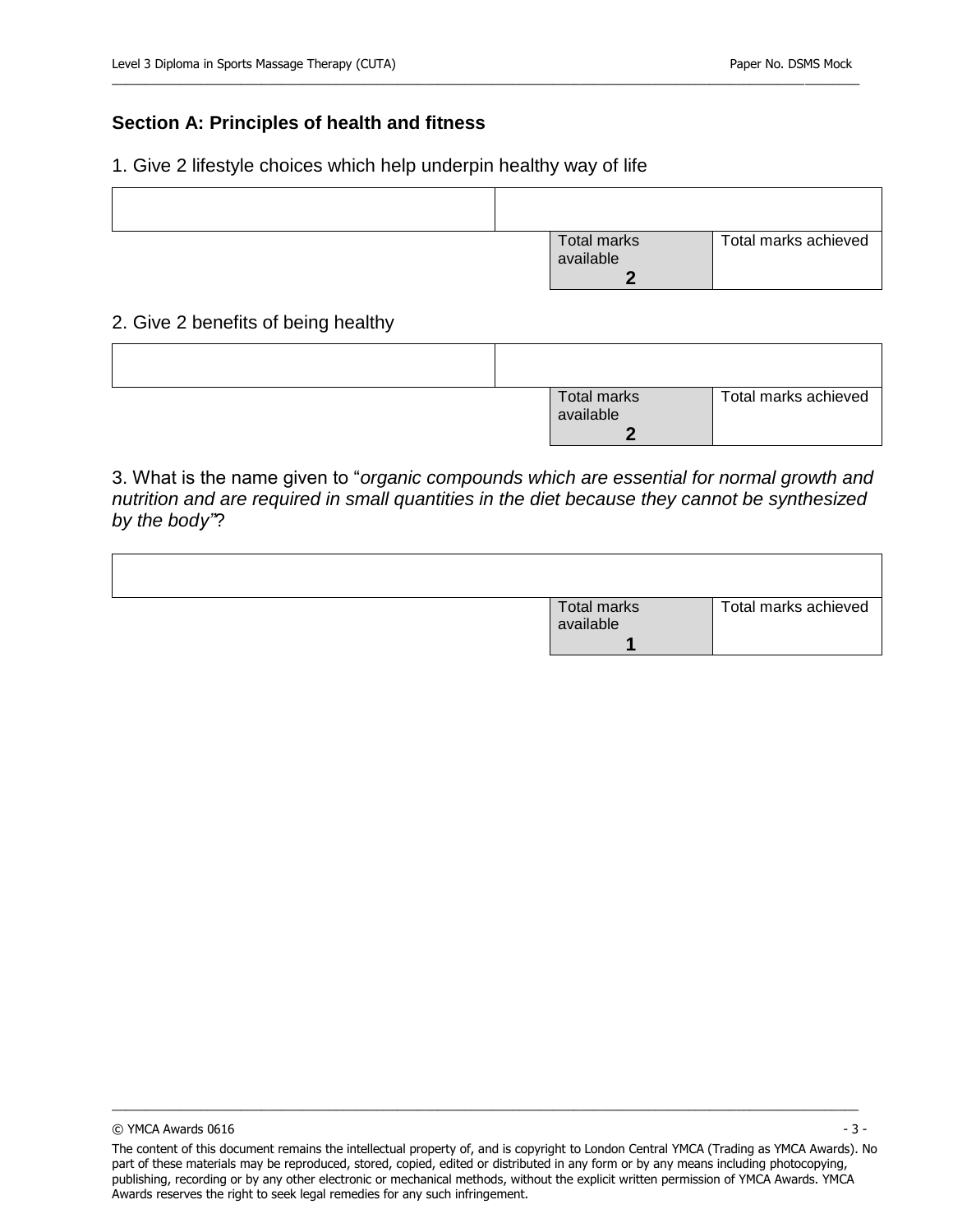## Section A: Principles of health and fitness

1. Give 2 lifestyle choices which help underpin healthy way of life

| | |
|---|---|
| | |

| Total marks available | Total marks achieved |
|---|---|
| **2** | |

2. Give 2 benefits of being healthy

| | |
|---|---|
| | |

| Total marks available | Total marks achieved |
|---|---|
| **2** | |

3. What is the name given to "*organic compounds which are essential for normal growth and nutrition and are required in small quantities in the diet because they cannot be synthesized by the body"*?

| |
|---|
| |

| Total marks available | Total marks achieved |
|---|---|
| **1** | |

© YMCA Awards 0616

The content of this document remains the intellectual property of, and is copyright to London Central YMCA (Trading as YMCA Awards). No part of these materials may be reproduced, stored, copied, edited or distributed in any form or by any means including photocopying, publishing, recording or by any other electronic or mechanical methods, without the explicit written permission of YMCA Awards. YMCA Awards reserves the right to seek legal remedies for any such infringement.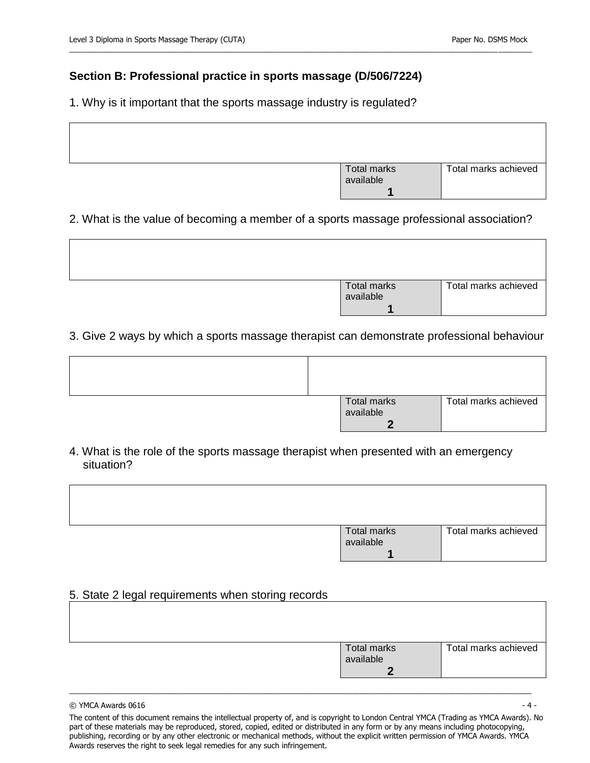## Section B: Professional practice in sports massage (D/506/7224)

1. Why is it important that the sports massage industry is regulated?

| |
|---|
| |

| Total marks available | Total marks achieved |
|---|---|
| **1** | |

2. What is the value of becoming a member of a sports massage professional association?

| |
|---|
| |

| Total marks available | Total marks achieved |
|---|---|
| **1** | |

3. Give 2 ways by which a sports massage therapist can demonstrate professional behaviour

| | |
|---|---|
| | |

| Total marks available | Total marks achieved |
|---|---|
| **2** | |

4. What is the role of the sports massage therapist when presented with an emergency situation?

| |
|---|
| |

| Total marks available | Total marks achieved |
|---|---|
| **1** | |

5. State 2 legal requirements when storing records

| |
|---|
| |

| Total marks available | Total marks achieved |
|---|---|
| **2** | |

© YMCA Awards 0616

The content of this document remains the intellectual property of, and is copyright to London Central YMCA (Trading as YMCA Awards). No part of these materials may be reproduced, stored, copied, edited or distributed in any form or by any means including photocopying, publishing, recording or by any other electronic or mechanical methods, without the explicit written permission of YMCA Awards. YMCA Awards reserves the right to seek legal remedies for any such infringement.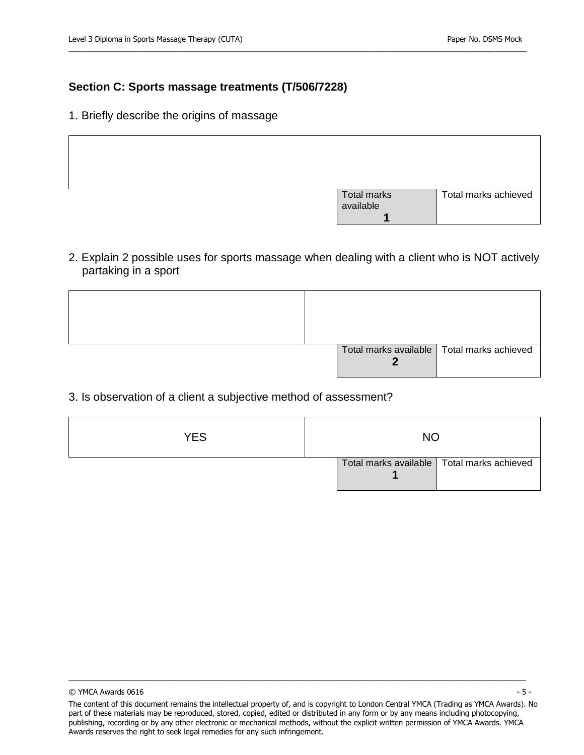## Section C: Sports massage treatments (T/506/7228)

1. Briefly describe the origins of massage

| |
|---|
| |

| Total marks available | Total marks achieved |
|---|---|
| **1** | |

2. Explain 2 possible uses for sports massage when dealing with a client who is NOT actively partaking in a sport

| | |
|---|---|
| | |

| Total marks available | Total marks achieved |
|---|---|
| **2** | |

3. Is observation of a client a subjective method of assessment?

| YES | NO |
|---|---|

| Total marks available | Total marks achieved |
|---|---|
| **1** | |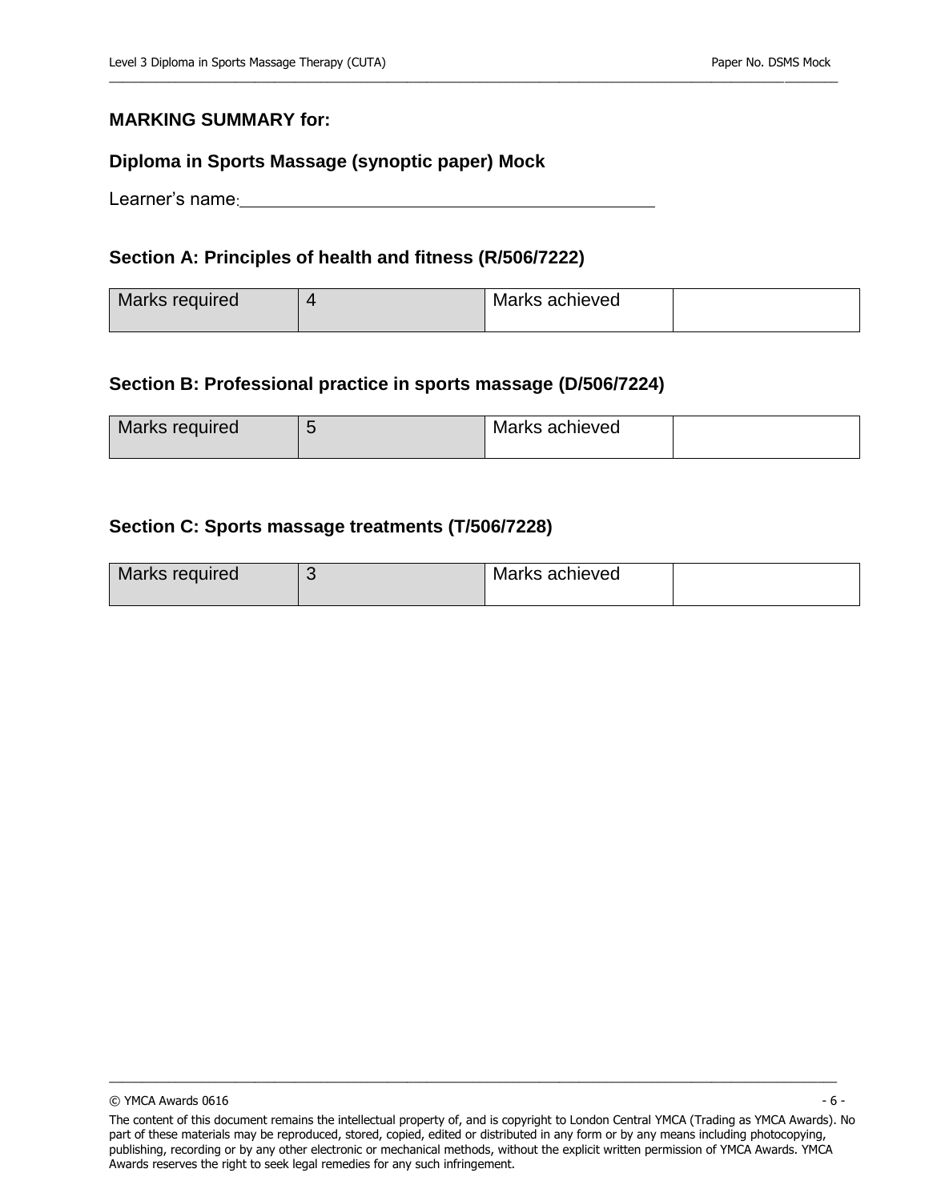**MARKING SUMMARY for:**

**Diploma in Sports Massage (synoptic paper) Mock**

Learner's name: ______________________________________________

**Section A: Principles of health and fitness (R/506/7222)**

| Marks required | 4 | Marks achieved | |
|---|---|---|---|

**Section B: Professional practice in sports massage (D/506/7224)**

| Marks required | 5 | Marks achieved | |
|---|---|---|---|

**Section C: Sports massage treatments (T/506/7228)**

| Marks required | 3 | Marks achieved | |
|---|---|---|---|

© YMCA Awards 0616

The content of this document remains the intellectual property of, and is copyright to London Central YMCA (Trading as YMCA Awards). No part of these materials may be reproduced, stored, copied, edited or distributed in any form or by any means including photocopying, publishing, recording or by any other electronic or mechanical methods, without the explicit written permission of YMCA Awards. YMCA Awards reserves the right to seek legal remedies for any such infringement.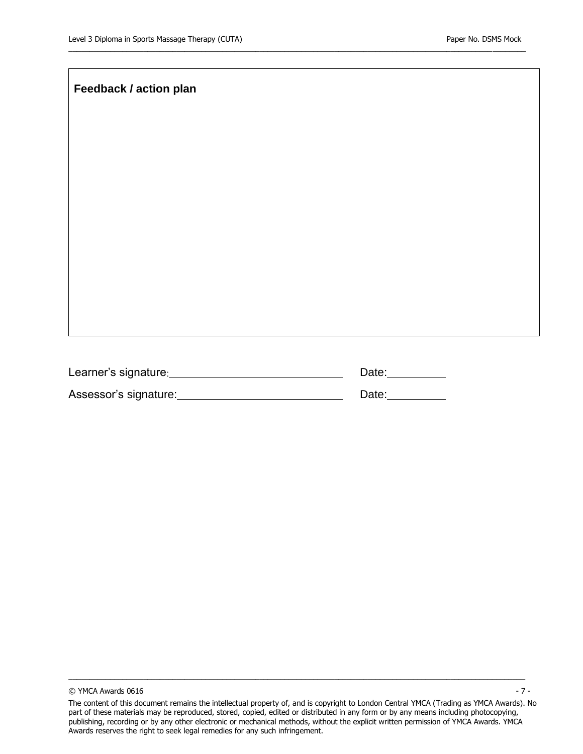**Feedback / action plan**

Learner's signature: ______________________________ Date: __________

Assessor's signature: ______________________________ Date: __________

The content of this document remains the intellectual property of, and is copyright to London Central YMCA (Trading as YMCA Awards). No part of these materials may be reproduced, stored, copied, edited or distributed in any form or by any means including photocopying, publishing, recording or by any other electronic or mechanical methods, without the explicit written permission of YMCA Awards. YMCA Awards reserves the right to seek legal remedies for any such infringement.